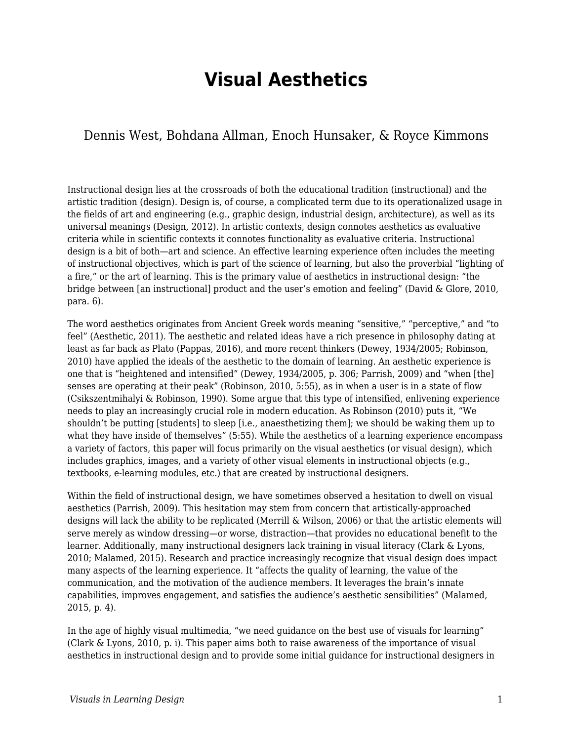# Visual Aesthetics

Dennis West, Bohdana Allman, Enoch Hunsaker, & Royce Kimmons

Instructional design lies at the crossroads of both the educational tradition (instructional) and the artistic tradition (design). Design is, of course, a complicated term due to its operationalized usage in the fields of art and engineering (e.g., graphic design, industrial design, architecture), as well as its universal meanings (Design, 2012). In artistic contexts, design connotes aesthetics as evaluative criteria while in scientific contexts it connotes functionality as evaluative criteria. Instructional design is a bit of both—art and science. An effective learning experience often includes the meeting of instructional objectives, which is part of the science of learning, but also the proverbial "lighting of a fire," or the art of learning. This is the primary value of aesthetics in instructional design: "the bridge between [an instructional] product and the user's emotion and feeling" (David & Glore, 2010, para. 6).

The word aesthetics originates from Ancient Greek words meaning "sensitive," "perceptive," and "to feel" (Aesthetic, 2011). The aesthetic and related ideas have a rich presence in philosophy dating at least as far back as Plato (Pappas, 2016), and more recent thinkers (Dewey, 1934/2005; Robinson, 2010) have applied the ideals of the aesthetic to the domain of learning. An aesthetic experience is one that is "heightened and intensified" (Dewey, 1934/2005, p. 306; Parrish, 2009) and "when [the] senses are operating at their peak" (Robinson, 2010, 5:55), as in when a user is in a state of flow (Csikszentmihalyi & Robinson, 1990). Some argue that this type of intensified, enlivening experience needs to play an increasingly crucial role in modern education. As Robinson (2010) puts it, "We shouldn't be putting [students] to sleep [i.e., anaesthetizing them]; we should be waking them up to what they have inside of themselves" (5:55). While the aesthetics of a learning experience encompass a variety of factors, this paper will focus primarily on the visual aesthetics (or visual design), which includes graphics, images, and a variety of other visual elements in instructional objects (e.g., textbooks, e-learning modules, etc.) that are created by instructional designers.

Within the field of instructional design, we have sometimes observed a hesitation to dwell on visual aesthetics (Parrish, 2009). This hesitation may stem from concern that artistically-approached designs will lack the ability to be replicated (Merrill & Wilson, 2006) or that the artistic elements will serve merely as window dressing—or worse, distraction—that provides no educational benefit to the learner. Additionally, many instructional designers lack training in visual literacy (Clark & Lyons, 2010; Malamed, 2015). Research and practice increasingly recognize that visual design does impact many aspects of the learning experience. It "affects the quality of learning, the value of the communication, and the motivation of the audience members. It leverages the brain's innate capabilities, improves engagement, and satisfies the audience's aesthetic sensibilities" (Malamed, 2015, p. 4).

In the age of highly visual multimedia, "we need guidance on the best use of visuals for learning" (Clark & Lyons, 2010, p. i). This paper aims both to raise awareness of the importance of visual aesthetics in instructional design and to provide some initial guidance for instructional designers in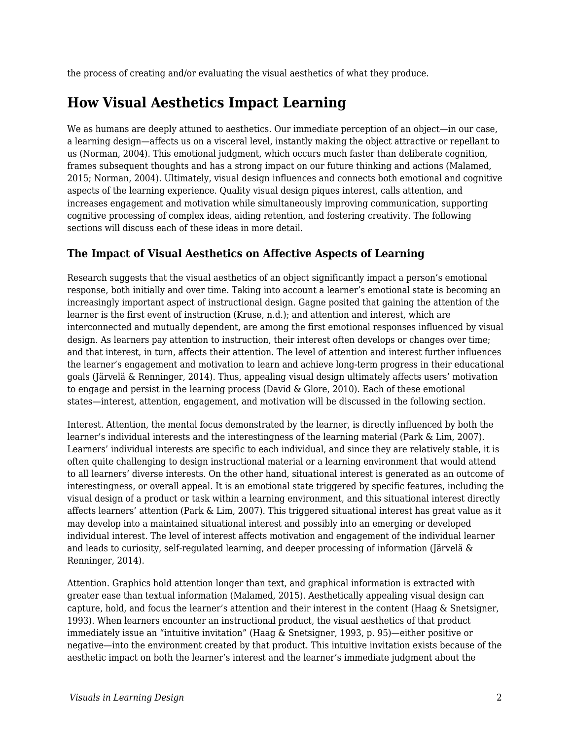the process of creating and/or evaluating the visual aesthetics of what they produce.

## How Visual Aesthetics Impact Learning

We as humans are deeply attuned to aesthetics. Our immediate perception of an object—in our case, a learning design—affects us on a visceral level, instantly making the object attractive or repellant to us (Norman, 2004). This emotional judgment, which occurs much faster than deliberate cognition, frames subsequent thoughts and has a strong impact on our future thinking and actions (Malamed, 2015; Norman, 2004). Ultimately, visual design influences and connects both emotional and cognitive aspects of the learning experience. Quality visual design piques interest, calls attention, and increases engagement and motivation while simultaneously improving communication, supporting cognitive processing of complex ideas, aiding retention, and fostering creativity. The following sections will discuss each of these ideas in more detail.

### The Impact of Visual Aesthetics on Affective Aspects of Learning

Research suggests that the visual aesthetics of an object significantly impact a person's emotional response, both initially and over time. Taking into account a learner's emotional state is becoming an increasingly important aspect of instructional design. Gagne posited that gaining the attention of the learner is the first event of instruction (Kruse, n.d.); and attention and interest, which are interconnected and mutually dependent, are among the first emotional responses influenced by visual design. As learners pay attention to instruction, their interest often develops or changes over time; and that interest, in turn, affects their attention. The level of attention and interest further influences the learner's engagement and motivation to learn and achieve long-term progress in their educational goals (Järvelä & Renninger, 2014). Thus, appealing visual design ultimately affects users' motivation to engage and persist in the learning process (David & Glore, 2010). Each of these emotional states—interest, attention, engagement, and motivation will be discussed in the following section.

Interest. Attention, the mental focus demonstrated by the learner, is directly influenced by both the learner's individual interests and the interestingness of the learning material (Park & Lim, 2007). Learners' individual interests are specific to each individual, and since they are relatively stable, it is often quite challenging to design instructional material or a learning environment that would attend to all learners' diverse interests. On the other hand, situational interest is generated as an outcome of interestingness, or overall appeal. It is an emotional state triggered by specific features, including the visual design of a product or task within a learning environment, and this situational interest directly affects learners' attention (Park & Lim, 2007). This triggered situational interest has great value as it may develop into a maintained situational interest and possibly into an emerging or developed individual interest. The level of interest affects motivation and engagement of the individual learner and leads to curiosity, self-regulated learning, and deeper processing of information (Järvelä & Renninger, 2014).

Attention. Graphics hold attention longer than text, and graphical information is extracted with greater ease than textual information (Malamed, 2015). Aesthetically appealing visual design can capture, hold, and focus the learner's attention and their interest in the content (Haag & Snetsigner, 1993). When learners encounter an instructional product, the visual aesthetics of that product immediately issue an "intuitive invitation" (Haag & Snetsigner, 1993, p. 95)—either positive or negative—into the environment created by that product. This intuitive invitation exists because of the aesthetic impact on both the learner's interest and the learner's immediate judgment about the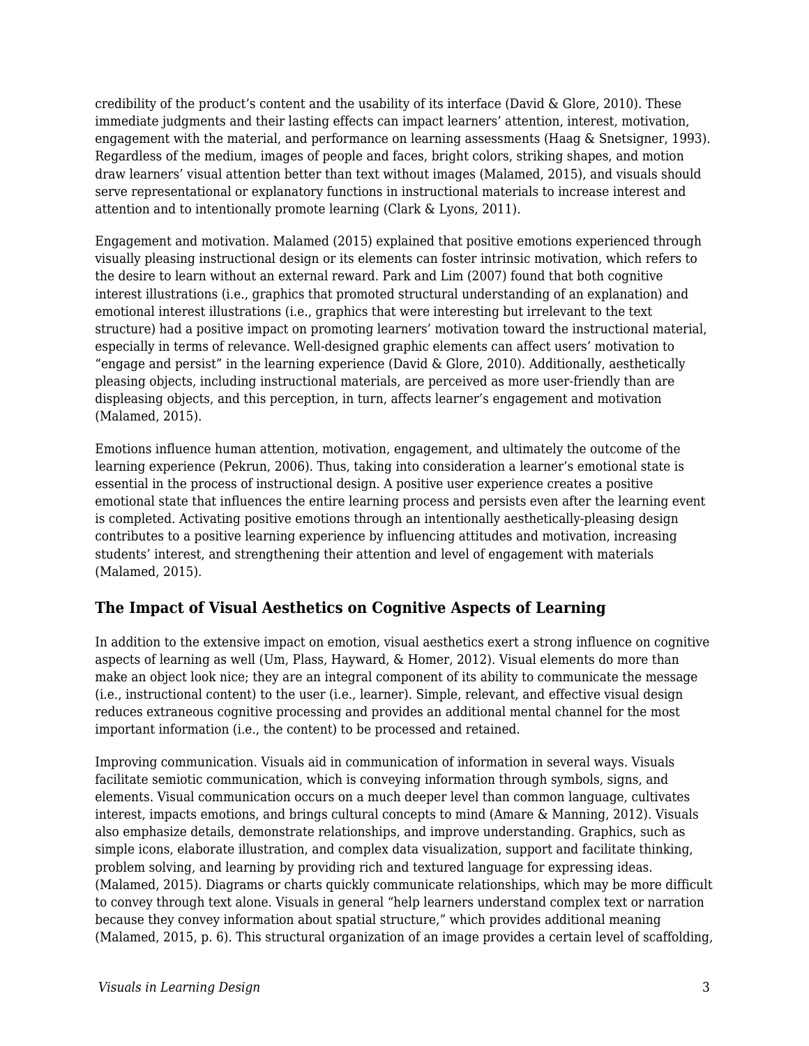credibility of the product's content and the usability of its interface (David & Glore, 2010). These immediate judgments and their lasting effects can impact learners' attention, interest, motivation, engagement with the material, and performance on learning assessments (Haag & Snetsigner, 1993). Regardless of the medium, images of people and faces, bright colors, striking shapes, and motion draw learners' visual attention better than text without images (Malamed, 2015), and visuals should serve representational or explanatory functions in instructional materials to increase interest and attention and to intentionally promote learning (Clark & Lyons, 2011).

Engagement and motivation. Malamed (2015) explained that positive emotions experienced through visually pleasing instructional design or its elements can foster intrinsic motivation, which refers to the desire to learn without an external reward. Park and Lim (2007) found that both cognitive interest illustrations (i.e., graphics that promoted structural understanding of an explanation) and emotional interest illustrations (i.e., graphics that were interesting but irrelevant to the text structure) had a positive impact on promoting learners' motivation toward the instructional material, especially in terms of relevance. Well-designed graphic elements can affect users' motivation to "engage and persist" in the learning experience (David & Glore, 2010). Additionally, aesthetically pleasing objects, including instructional materials, are perceived as more user-friendly than are displeasing objects, and this perception, in turn, affects learner's engagement and motivation (Malamed, 2015).

Emotions influence human attention, motivation, engagement, and ultimately the outcome of the learning experience (Pekrun, 2006). Thus, taking into consideration a learner's emotional state is essential in the process of instructional design. A positive user experience creates a positive emotional state that influences the entire learning process and persists even after the learning event is completed. Activating positive emotions through an intentionally aesthetically-pleasing design contributes to a positive learning experience by influencing attitudes and motivation, increasing students' interest, and strengthening their attention and level of engagement with materials (Malamed, 2015).

### The Impact of Visual Aesthetics on Cognitive Aspects of Learning

In addition to the extensive impact on emotion, visual aesthetics exert a strong influence on cognitive aspects of learning as well (Um, Plass, Hayward, & Homer, 2012). Visual elements do more than make an object look nice; they are an integral component of its ability to communicate the message (i.e., instructional content) to the user (i.e., learner). Simple, relevant, and effective visual design reduces extraneous cognitive processing and provides an additional mental channel for the most important information (i.e., the content) to be processed and retained.

Improving communication. Visuals aid in communication of information in several ways. Visuals facilitate semiotic communication, which is conveying information through symbols, signs, and elements. Visual communication occurs on a much deeper level than common language, cultivates interest, impacts emotions, and brings cultural concepts to mind (Amare & Manning, 2012). Visuals also emphasize details, demonstrate relationships, and improve understanding. Graphics, such as simple icons, elaborate illustration, and complex data visualization, support and facilitate thinking, problem solving, and learning by providing rich and textured language for expressing ideas. (Malamed, 2015). Diagrams or charts quickly communicate relationships, which may be more difficult to convey through text alone. Visuals in general "help learners understand complex text or narration because they convey information about spatial structure," which provides additional meaning (Malamed, 2015, p. 6). This structural organization of an image provides a certain level of scaffolding,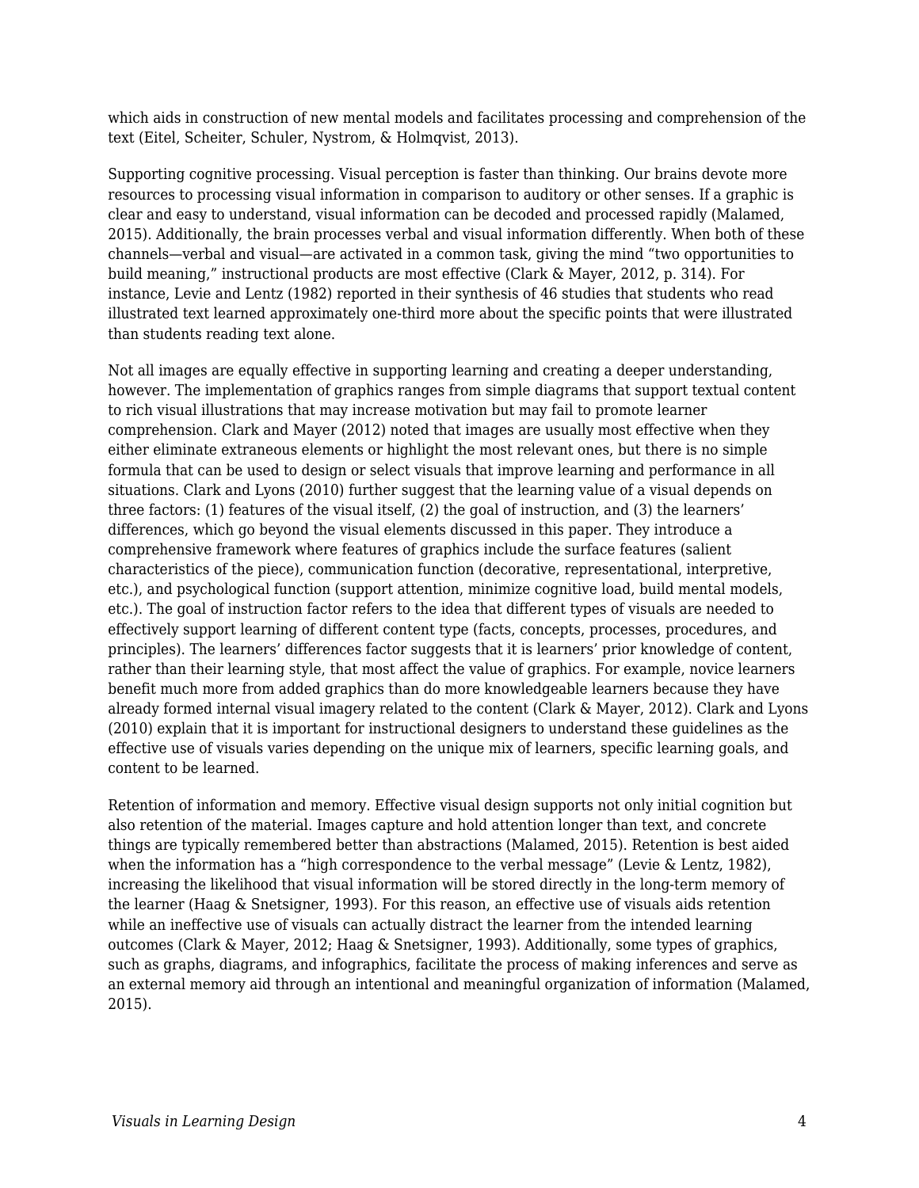which aids in construction of new mental models and facilitates processing and comprehension of the text (Eitel, Scheiter, Schuler, Nystrom, & Holmqvist, 2013).

Supporting cognitive processing. Visual perception is faster than thinking. Our brains devote more resources to processing visual information in comparison to auditory or other senses. If a graphic is clear and easy to understand, visual information can be decoded and processed rapidly (Malamed, 2015). Additionally, the brain processes verbal and visual information differently. When both of these channels—verbal and visual—are activated in a common task, giving the mind "two opportunities to build meaning," instructional products are most effective (Clark & Mayer, 2012, p. 314). For instance, Levie and Lentz (1982) reported in their synthesis of 46 studies that students who read illustrated text learned approximately one-third more about the specific points that were illustrated than students reading text alone.

Not all images are equally effective in supporting learning and creating a deeper understanding, however. The implementation of graphics ranges from simple diagrams that support textual content to rich visual illustrations that may increase motivation but may fail to promote learner comprehension. Clark and Mayer (2012) noted that images are usually most effective when they either eliminate extraneous elements or highlight the most relevant ones, but there is no simple formula that can be used to design or select visuals that improve learning and performance in all situations. Clark and Lyons (2010) further suggest that the learning value of a visual depends on three factors: (1) features of the visual itself, (2) the goal of instruction, and (3) the learners' differences, which go beyond the visual elements discussed in this paper. They introduce a comprehensive framework where features of graphics include the surface features (salient characteristics of the piece), communication function (decorative, representational, interpretive, etc.), and psychological function (support attention, minimize cognitive load, build mental models, etc.). The goal of instruction factor refers to the idea that different types of visuals are needed to effectively support learning of different content type (facts, concepts, processes, procedures, and principles). The learners' differences factor suggests that it is learners' prior knowledge of content, rather than their learning style, that most affect the value of graphics. For example, novice learners benefit much more from added graphics than do more knowledgeable learners because they have already formed internal visual imagery related to the content (Clark & Mayer, 2012). Clark and Lyons (2010) explain that it is important for instructional designers to understand these guidelines as the effective use of visuals varies depending on the unique mix of learners, specific learning goals, and content to be learned.

Retention of information and memory. Effective visual design supports not only initial cognition but also retention of the material. Images capture and hold attention longer than text, and concrete things are typically remembered better than abstractions (Malamed, 2015). Retention is best aided when the information has a "high correspondence to the verbal message" (Levie & Lentz, 1982), increasing the likelihood that visual information will be stored directly in the long-term memory of the learner (Haag & Snetsigner, 1993). For this reason, an effective use of visuals aids retention while an ineffective use of visuals can actually distract the learner from the intended learning outcomes (Clark & Mayer, 2012; Haag & Snetsigner, 1993). Additionally, some types of graphics, such as graphs, diagrams, and infographics, facilitate the process of making inferences and serve as an external memory aid through an intentional and meaningful organization of information (Malamed, 2015).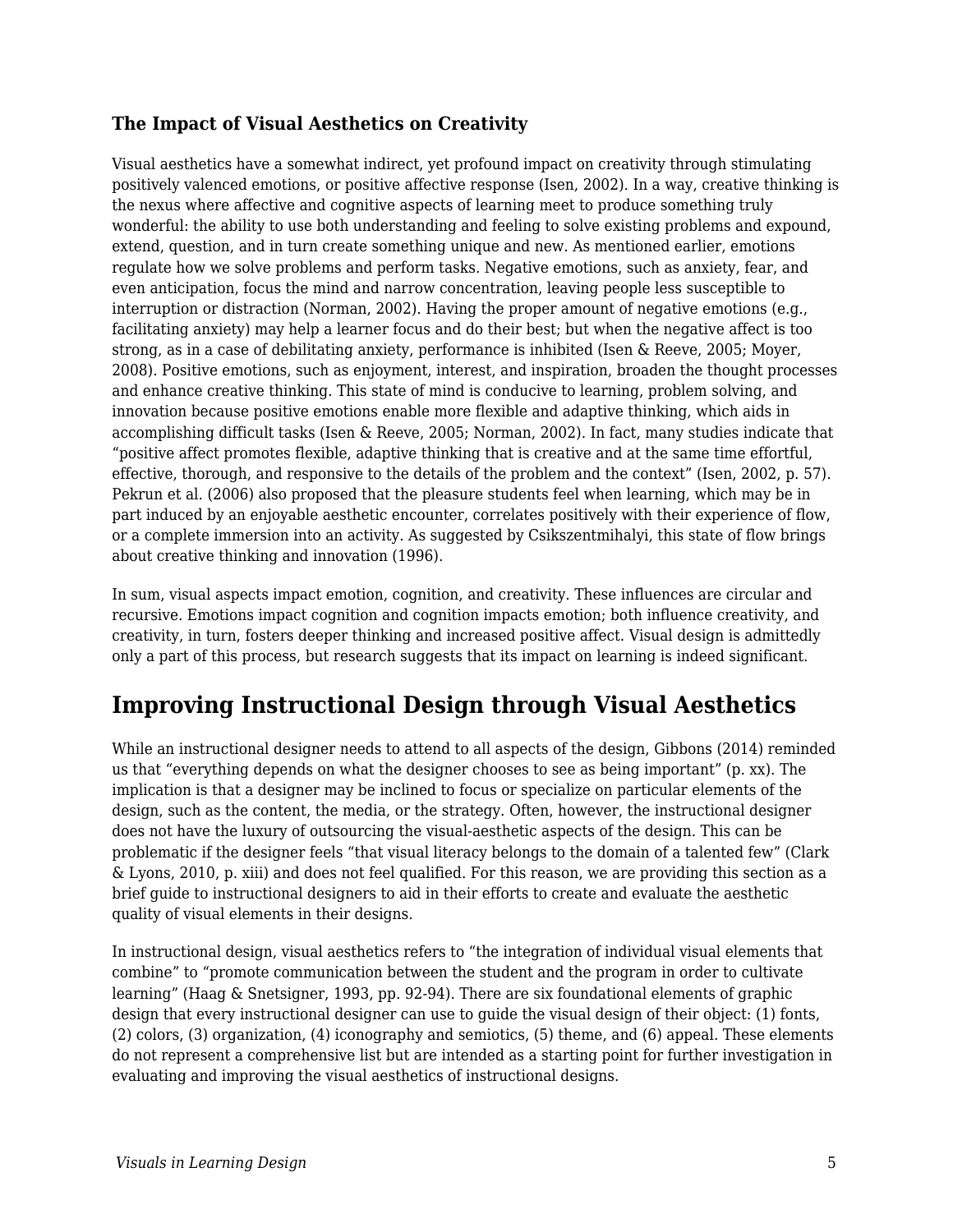### The Impact of Visual Aesthetics on Creativity

Visual aesthetics have a somewhat indirect, yet profound impact on creativity through stimulating positively valenced emotions, or positive affective response (Isen, 2002). In a way, creative thinking is the nexus where affective and cognitive aspects of learning meet to produce something truly wonderful: the ability to use both understanding and feeling to solve existing problems and expound, extend, question, and in turn create something unique and new. As mentioned earlier, emotions regulate how we solve problems and perform tasks. Negative emotions, such as anxiety, fear, and even anticipation, focus the mind and narrow concentration, leaving people less susceptible to interruption or distraction (Norman, 2002). Having the proper amount of negative emotions (e.g., facilitating anxiety) may help a learner focus and do their best; but when the negative affect is too strong, as in a case of debilitating anxiety, performance is inhibited (Isen & Reeve, 2005; Moyer, 2008). Positive emotions, such as enjoyment, interest, and inspiration, broaden the thought processes and enhance creative thinking. This state of mind is conducive to learning, problem solving, and innovation because positive emotions enable more flexible and adaptive thinking, which aids in accomplishing difficult tasks (Isen & Reeve, 2005; Norman, 2002). In fact, many studies indicate that "positive affect promotes flexible, adaptive thinking that is creative and at the same time effortful, effective, thorough, and responsive to the details of the problem and the context" (Isen, 2002, p. 57). Pekrun et al. (2006) also proposed that the pleasure students feel when learning, which may be in part induced by an enjoyable aesthetic encounter, correlates positively with their experience of flow, or a complete immersion into an activity. As suggested by Csikszentmihalyi, this state of flow brings about creative thinking and innovation (1996).

In sum, visual aspects impact emotion, cognition, and creativity. These influences are circular and recursive. Emotions impact cognition and cognition impacts emotion; both influence creativity, and creativity, in turn, fosters deeper thinking and increased positive affect. Visual design is admittedly only a part of this process, but research suggests that its impact on learning is indeed significant.

## Improving Instructional Design through Visual Aesthetics

While an instructional designer needs to attend to all aspects of the design, Gibbons (2014) reminded us that "everything depends on what the designer chooses to see as being important" (p. xx). The implication is that a designer may be inclined to focus or specialize on particular elements of the design, such as the content, the media, or the strategy. Often, however, the instructional designer does not have the luxury of outsourcing the visual-aesthetic aspects of the design. This can be problematic if the designer feels "that visual literacy belongs to the domain of a talented few" (Clark & Lyons, 2010, p. xiii) and does not feel qualified. For this reason, we are providing this section as a brief guide to instructional designers to aid in their efforts to create and evaluate the aesthetic quality of visual elements in their designs.

In instructional design, visual aesthetics refers to "the integration of individual visual elements that combine" to "promote communication between the student and the program in order to cultivate learning" (Haag & Snetsigner, 1993, pp. 92-94). There are six foundational elements of graphic design that every instructional designer can use to guide the visual design of their object: (1) fonts, (2) colors, (3) organization, (4) iconography and semiotics, (5) theme, and (6) appeal. These elements do not represent a comprehensive list but are intended as a starting point for further investigation in evaluating and improving the visual aesthetics of instructional designs.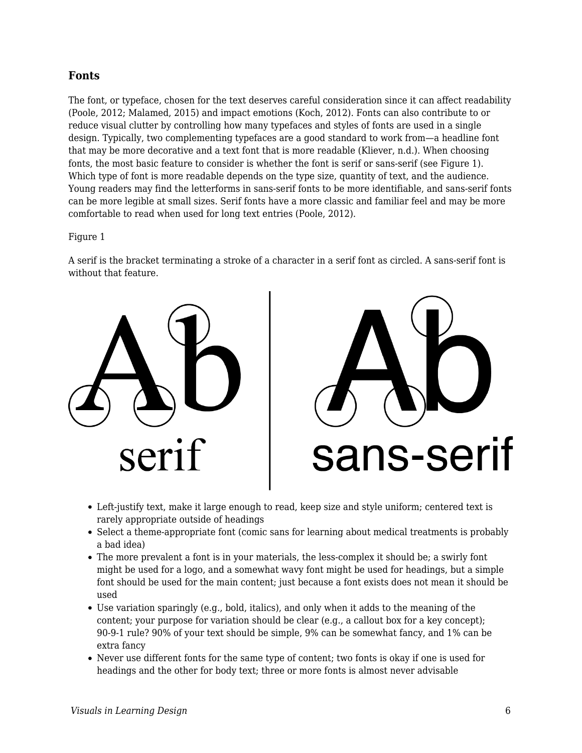### Fonts

The font, or typeface, chosen for the text deserves careful consideration since it can affect readability (Poole, 2012; Malamed, 2015) and impact emotions (Koch, 2012). Fonts can also contribute to or reduce visual clutter by controlling how many typefaces and styles of fonts are used in a single design. Typically, two complementing typefaces are a good standard to work from—a headline font that may be more decorative and a text font that is more readable (Kliever, n.d.). When choosing fonts, the most basic feature to consider is whether the font is serif or sans-serif (see Figure 1). Which type of font is more readable depends on the type size, quantity of text, and the audience. Young readers may find the letterforms in sans-serif fonts to be more identifiable, and sans-serif fonts can be more legible at small sizes. Serif fonts have a more classic and familiar feel and may be more comfortable to read when used for long text entries (Poole, 2012).

Figure 1

A serif is the bracket terminating a stroke of a character in a serif font as circled. A sans-serif font is without that feature.

- Left-justify text, make it large enough to read, keep size and style uniform; centered text is rarely appropriate outside of headings
- Select a theme-appropriate font (comic sans for learning about medical treatments is probably a bad idea)
- The more prevalent a font is in your materials, the less-complex it should be; a swirly font might be used for a logo, and a somewhat wavy font might be used for headings, but a simple font should be used for the main content; just because a font exists does not mean it should be used
- Use variation sparingly (e.g., bold, italics), and only when it adds to the meaning of the content; your purpose for variation should be clear (e.g., a callout box for a key concept); 90-9-1 rule? 90% of your text should be simple, 9% can be somewhat fancy, and 1% can be extra fancy
- Never use different fonts for the same type of content; two fonts is okay if one is used for headings and the other for body text; three or more fonts is almost never advisable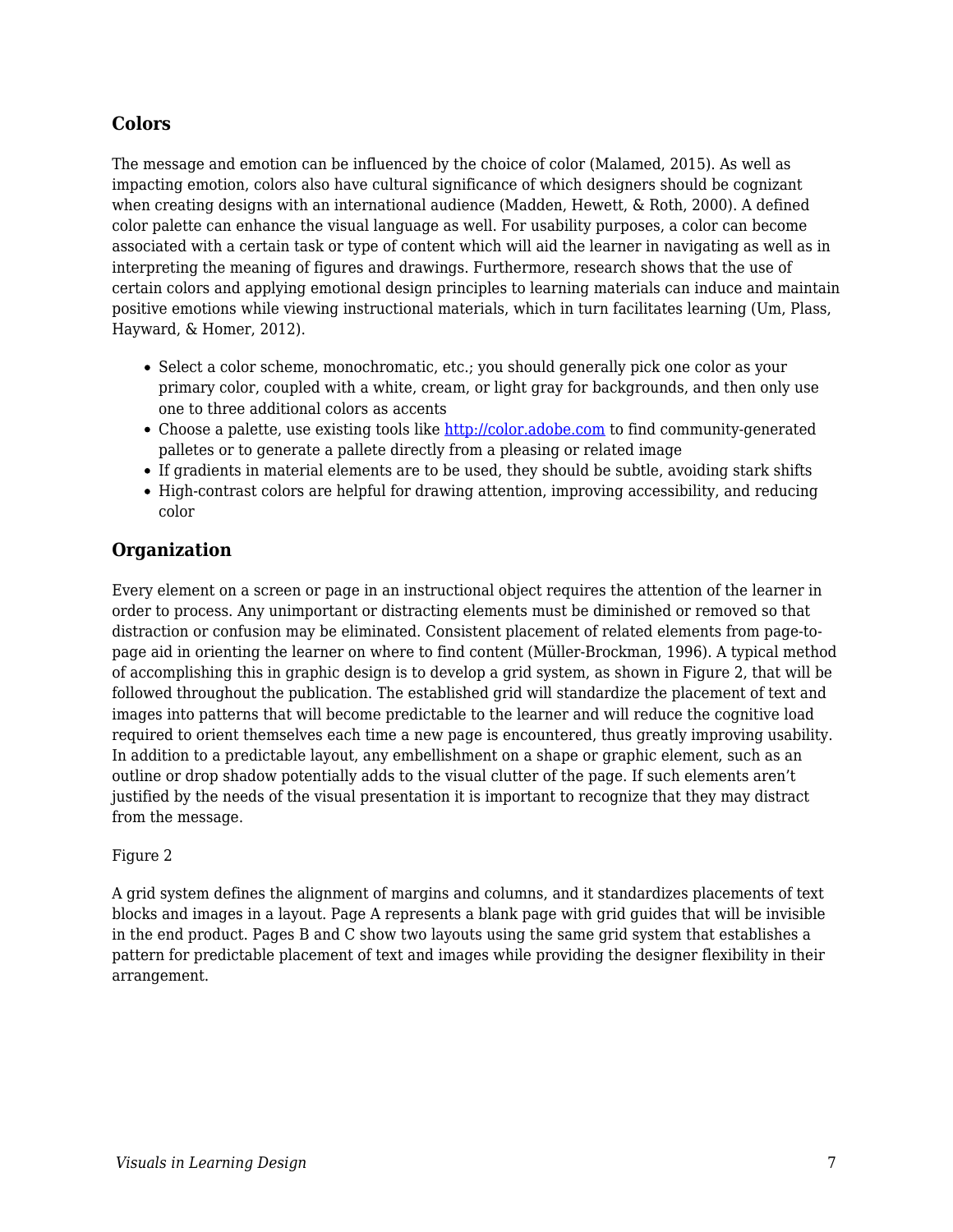## Colors

The message and emotion can be influenced by the choice of color (Malamed, 2015). As well as impacting emotion, colors also have cultural significance of which designers should be cognizant when creating designs with an international audience (Madden, Hewett, & Roth, 2000). A defined color palette can enhance the visual language as well. For usability purposes, a color can become associated with a certain task or type of content which will aid the learner in navigating as well as in interpreting the meaning of figures and drawings. Furthermore, research shows that the use of certain colors and applying emotional design principles to learning materials can induce and maintain positive emotions while viewing instructional materials, which in turn facilitates learning (Um, Plass, Hayward, & Homer, 2012).

- Select a color scheme, monochromatic, etc.; you should generally pick one color as your primary color, coupled with a white, cream, or light gray for backgrounds, and then only use one to three additional colors as accents
- Choose a palette, use existing tools like [http://color.adobe.com](http://color.adobe.com) to find community-generated palletes or to generate a pallete directly from a pleasing or related image
- If gradients in material elements are to be used, they should be subtle, avoiding stark shifts
- High-contrast colors are helpful for drawing attention, improving accessibility, and reducing color

## Organization

Every element on a screen or page in an instructional object requires the attention of the learner in order to process. Any unimportant or distracting elements must be diminished or removed so that distraction or confusion may be eliminated. Consistent placement of related elements from page-to-page aid in orienting the learner on where to find content (Müller-Brockman, 1996). A typical method of accomplishing this in graphic design is to develop a grid system, as shown in Figure 2, that will be followed throughout the publication. The established grid will standardize the placement of text and images into patterns that will become predictable to the learner and will reduce the cognitive load required to orient themselves each time a new page is encountered, thus greatly improving usability. In addition to a predictable layout, any embellishment on a shape or graphic element, such as an outline or drop shadow potentially adds to the visual clutter of the page. If such elements aren't justified by the needs of the visual presentation it is important to recognize that they may distract from the message.

Figure 2

A grid system defines the alignment of margins and columns, and it standardizes placements of text blocks and images in a layout. Page A represents a blank page with grid guides that will be invisible in the end product. Pages B and C show two layouts using the same grid system that establishes a pattern for predictable placement of text and images while providing the designer flexibility in their arrangement.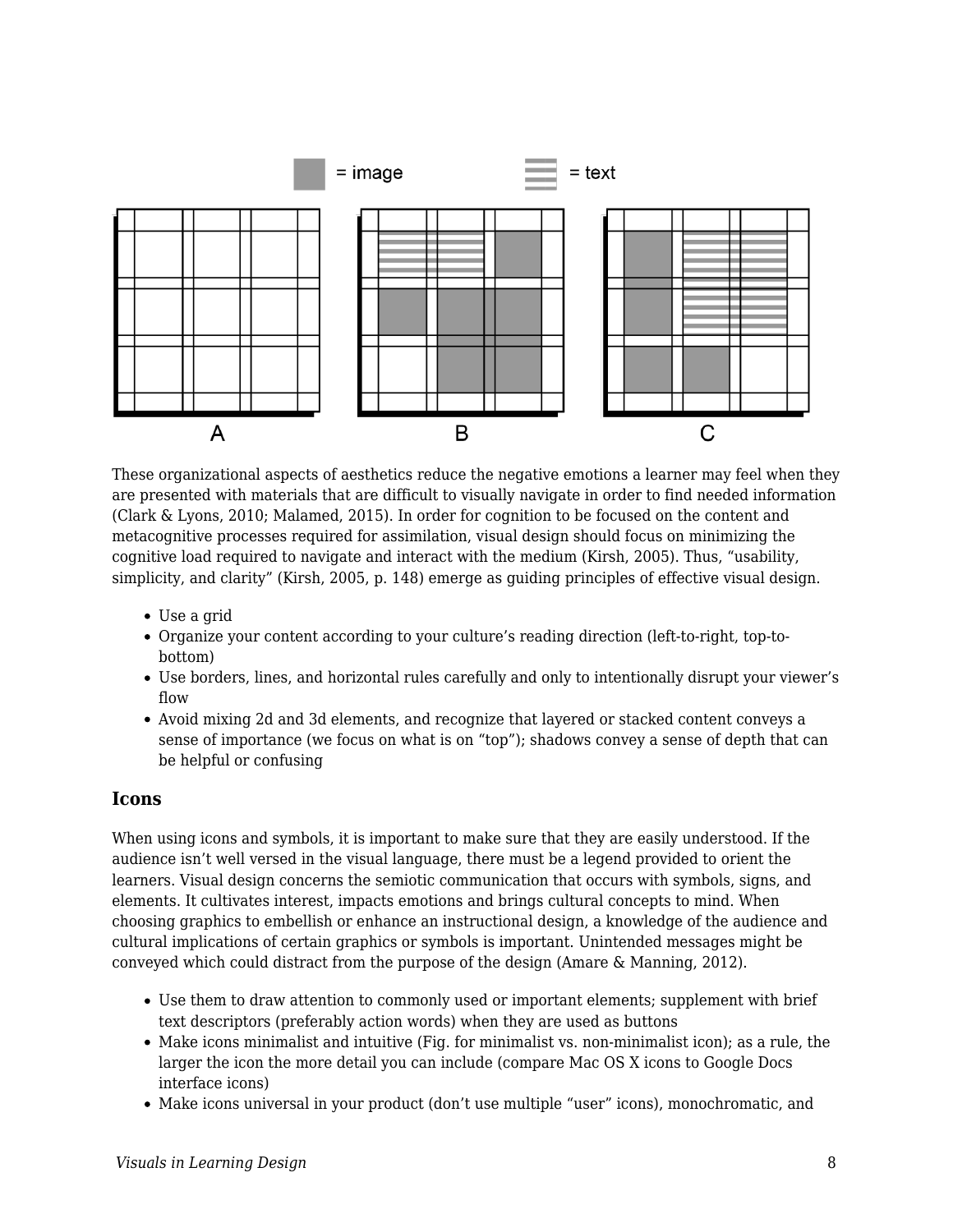These organizational aspects of aesthetics reduce the negative emotions a learner may feel when they are presented with materials that are difficult to visually navigate in order to find needed information (Clark & Lyons, 2010; Malamed, 2015). In order for cognition to be focused on the content and metacognitive processes required for assimilation, visual design should focus on minimizing the cognitive load required to navigate and interact with the medium (Kirsh, 2005). Thus, “usability, simplicity, and clarity” (Kirsh, 2005, p. 148) emerge as guiding principles of effective visual design.

- Use a grid
- Organize your content according to your culture’s reading direction (left-to-right, top-to-bottom)
- Use borders, lines, and horizontal rules carefully and only to intentionally disrupt your viewer’s flow
- Avoid mixing 2d and 3d elements, and recognize that layered or stacked content conveys a sense of importance (we focus on what is on “top”); shadows convey a sense of depth that can be helpful or confusing

### Icons

When using icons and symbols, it is important to make sure that they are easily understood. If the audience isn’t well versed in the visual language, there must be a legend provided to orient the learners. Visual design concerns the semiotic communication that occurs with symbols, signs, and elements. It cultivates interest, impacts emotions and brings cultural concepts to mind. When choosing graphics to embellish or enhance an instructional design, a knowledge of the audience and cultural implications of certain graphics or symbols is important. Unintended messages might be conveyed which could distract from the purpose of the design (Amare & Manning, 2012).

- Use them to draw attention to commonly used or important elements; supplement with brief text descriptors (preferably action words) when they are used as buttons
- Make icons minimalist and intuitive (Fig. for minimalist vs. non-minimalist icon); as a rule, the larger the icon the more detail you can include (compare Mac OS X icons to Google Docs interface icons)
- Make icons universal in your product (don’t use multiple “user” icons), monochromatic, and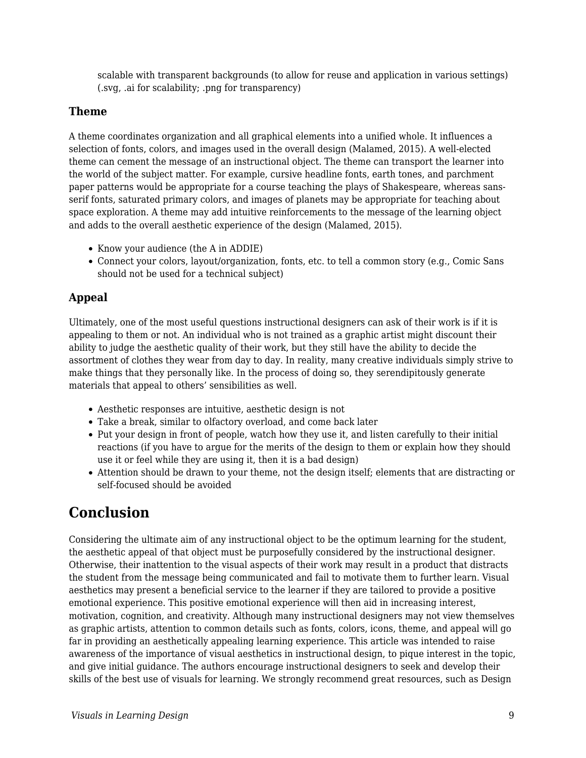scalable with transparent backgrounds (to allow for reuse and application in various settings) (.svg, .ai for scalability; .png for transparency)

### Theme

A theme coordinates organization and all graphical elements into a unified whole. It influences a selection of fonts, colors, and images used in the overall design (Malamed, 2015). A well-elected theme can cement the message of an instructional object. The theme can transport the learner into the world of the subject matter. For example, cursive headline fonts, earth tones, and parchment paper patterns would be appropriate for a course teaching the plays of Shakespeare, whereas sans-serif fonts, saturated primary colors, and images of planets may be appropriate for teaching about space exploration. A theme may add intuitive reinforcements to the message of the learning object and adds to the overall aesthetic experience of the design (Malamed, 2015).

- Know your audience (the A in ADDIE)
- Connect your colors, layout/organization, fonts, etc. to tell a common story (e.g., Comic Sans should not be used for a technical subject)

### Appeal

Ultimately, one of the most useful questions instructional designers can ask of their work is if it is appealing to them or not. An individual who is not trained as a graphic artist might discount their ability to judge the aesthetic quality of their work, but they still have the ability to decide the assortment of clothes they wear from day to day. In reality, many creative individuals simply strive to make things that they personally like. In the process of doing so, they serendipitously generate materials that appeal to others' sensibilities as well.

- Aesthetic responses are intuitive, aesthetic design is not
- Take a break, similar to olfactory overload, and come back later
- Put your design in front of people, watch how they use it, and listen carefully to their initial reactions (if you have to argue for the merits of the design to them or explain how they should use it or feel while they are using it, then it is a bad design)
- Attention should be drawn to your theme, not the design itself; elements that are distracting or self-focused should be avoided

## Conclusion

Considering the ultimate aim of any instructional object to be the optimum learning for the student, the aesthetic appeal of that object must be purposefully considered by the instructional designer. Otherwise, their inattention to the visual aspects of their work may result in a product that distracts the student from the message being communicated and fail to motivate them to further learn. Visual aesthetics may present a beneficial service to the learner if they are tailored to provide a positive emotional experience. This positive emotional experience will then aid in increasing interest, motivation, cognition, and creativity. Although many instructional designers may not view themselves as graphic artists, attention to common details such as fonts, colors, icons, theme, and appeal will go far in providing an aesthetically appealing learning experience. This article was intended to raise awareness of the importance of visual aesthetics in instructional design, to pique interest in the topic, and give initial guidance. The authors encourage instructional designers to seek and develop their skills of the best use of visuals for learning. We strongly recommend great resources, such as Design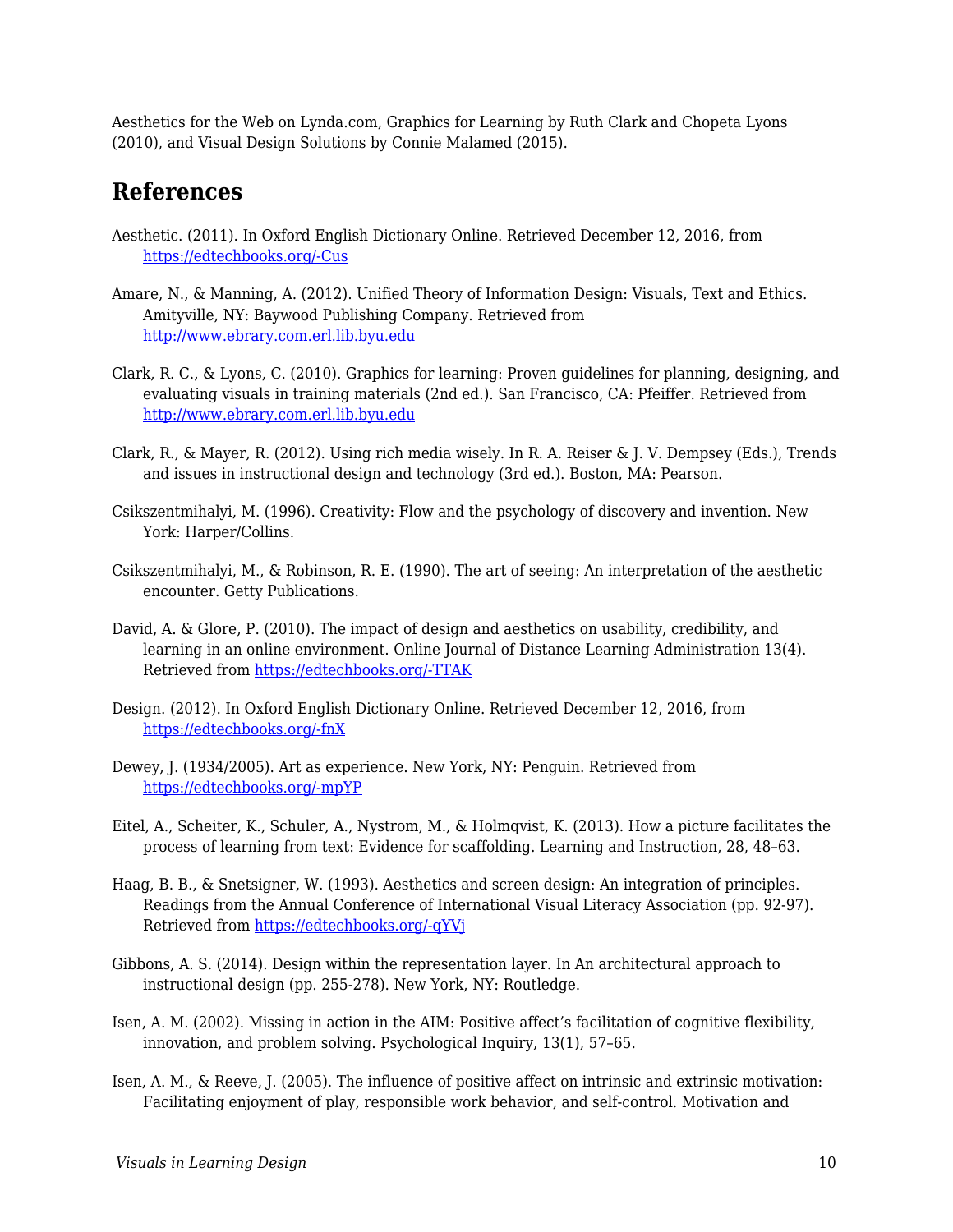Aesthetics for the Web on Lynda.com, Graphics for Learning by Ruth Clark and Chopeta Lyons (2010), and Visual Design Solutions by Connie Malamed (2015).

## References

Aesthetic. (2011). In Oxford English Dictionary Online. Retrieved December 12, 2016, from [https://edtechbooks.org/-Cus](https://edtechbooks.org/-Cus)

Amare, N., & Manning, A. (2012). Unified Theory of Information Design: Visuals, Text and Ethics. Amityville, NY: Baywood Publishing Company. Retrieved from [http://www.ebrary.com.erl.lib.byu.edu](http://www.ebrary.com.erl.lib.byu.edu)

Clark, R. C., & Lyons, C. (2010). Graphics for learning: Proven guidelines for planning, designing, and evaluating visuals in training materials (2nd ed.). San Francisco, CA: Pfeiffer. Retrieved from [http://www.ebrary.com.erl.lib.byu.edu](http://www.ebrary.com.erl.lib.byu.edu)

Clark, R., & Mayer, R. (2012). Using rich media wisely. In R. A. Reiser & J. V. Dempsey (Eds.), Trends and issues in instructional design and technology (3rd ed.). Boston, MA: Pearson.

Csikszentmihalyi, M. (1996). Creativity: Flow and the psychology of discovery and invention. New York: Harper/Collins.

Csikszentmihalyi, M., & Robinson, R. E. (1990). The art of seeing: An interpretation of the aesthetic encounter. Getty Publications.

David, A. & Glore, P. (2010). The impact of design and aesthetics on usability, credibility, and learning in an online environment. Online Journal of Distance Learning Administration 13(4). Retrieved from [https://edtechbooks.org/-TTAK](https://edtechbooks.org/-TTAK)

Design. (2012). In Oxford English Dictionary Online. Retrieved December 12, 2016, from [https://edtechbooks.org/-fnX](https://edtechbooks.org/-fnX)

Dewey, J. (1934/2005). Art as experience. New York, NY: Penguin. Retrieved from [https://edtechbooks.org/-mpYP](https://edtechbooks.org/-mpYP)

Eitel, A., Scheiter, K., Schuler, A., Nystrom, M., & Holmqvist, K. (2013). How a picture facilitates the process of learning from text: Evidence for scaffolding. Learning and Instruction, 28, 48–63.

Haag, B. B., & Snetsigner, W. (1993). Aesthetics and screen design: An integration of principles. Readings from the Annual Conference of International Visual Literacy Association (pp. 92-97). Retrieved from [https://edtechbooks.org/-qYVj](https://edtechbooks.org/-qYVj)

Gibbons, A. S. (2014). Design within the representation layer. In An architectural approach to instructional design (pp. 255-278). New York, NY: Routledge.

Isen, A. M. (2002). Missing in action in the AIM: Positive affect's facilitation of cognitive flexibility, innovation, and problem solving. Psychological Inquiry, 13(1), 57–65.

Isen, A. M., & Reeve, J. (2005). The influence of positive affect on intrinsic and extrinsic motivation: Facilitating enjoyment of play, responsible work behavior, and self-control. Motivation and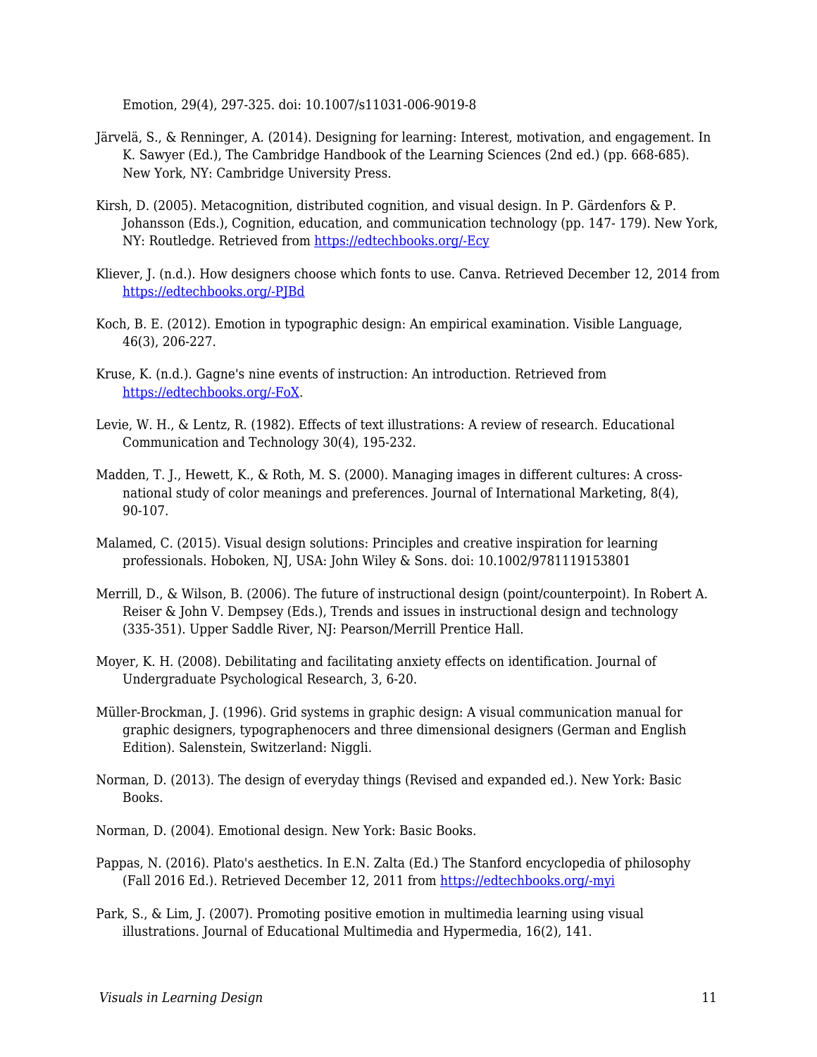Emotion, 29(4), 297-325. doi: 10.1007/s11031-006-9019-8

Järvelä, S., & Renninger, A. (2014). Designing for learning: Interest, motivation, and engagement. In K. Sawyer (Ed.), The Cambridge Handbook of the Learning Sciences (2nd ed.) (pp. 668-685). New York, NY: Cambridge University Press.

Kirsh, D. (2005). Metacognition, distributed cognition, and visual design. In P. Gärdenfors & P. Johansson (Eds.), Cognition, education, and communication technology (pp. 147- 179). New York, NY: Routledge. Retrieved from [https://edtechbooks.org/-Ecy](https://edtechbooks.org/-Ecy)

Kliever, J. (n.d.). How designers choose which fonts to use. Canva. Retrieved December 12, 2014 from [https://edtechbooks.org/-PJBd](https://edtechbooks.org/-PJBd)

Koch, B. E. (2012). Emotion in typographic design: An empirical examination. Visible Language, 46(3), 206-227.

Kruse, K. (n.d.). Gagne's nine events of instruction: An introduction. Retrieved from [https://edtechbooks.org/-FoX](https://edtechbooks.org/-FoX).

Levie, W. H., & Lentz, R. (1982). Effects of text illustrations: A review of research. Educational Communication and Technology 30(4), 195-232.

Madden, T. J., Hewett, K., & Roth, M. S. (2000). Managing images in different cultures: A cross-national study of color meanings and preferences. Journal of International Marketing, 8(4), 90-107.

Malamed, C. (2015). Visual design solutions: Principles and creative inspiration for learning professionals. Hoboken, NJ, USA: John Wiley & Sons. doi: 10.1002/9781119153801

Merrill, D., & Wilson, B. (2006). The future of instructional design (point/counterpoint). In Robert A. Reiser & John V. Dempsey (Eds.), Trends and issues in instructional design and technology (335-351). Upper Saddle River, NJ: Pearson/Merrill Prentice Hall.

Moyer, K. H. (2008). Debilitating and facilitating anxiety effects on identification. Journal of Undergraduate Psychological Research, 3, 6-20.

Müller-Brockman, J. (1996). Grid systems in graphic design: A visual communication manual for graphic designers, typographenocers and three dimensional designers (German and English Edition). Salenstein, Switzerland: Niggli.

Norman, D. (2013). The design of everyday things (Revised and expanded ed.). New York: Basic Books.

Norman, D. (2004). Emotional design. New York: Basic Books.

Pappas, N. (2016). Plato's aesthetics. In E.N. Zalta (Ed.) The Stanford encyclopedia of philosophy (Fall 2016 Ed.). Retrieved December 12, 2011 from [https://edtechbooks.org/-myi](https://edtechbooks.org/-myi)

Park, S., & Lim, J. (2007). Promoting positive emotion in multimedia learning using visual illustrations. Journal of Educational Multimedia and Hypermedia, 16(2), 141.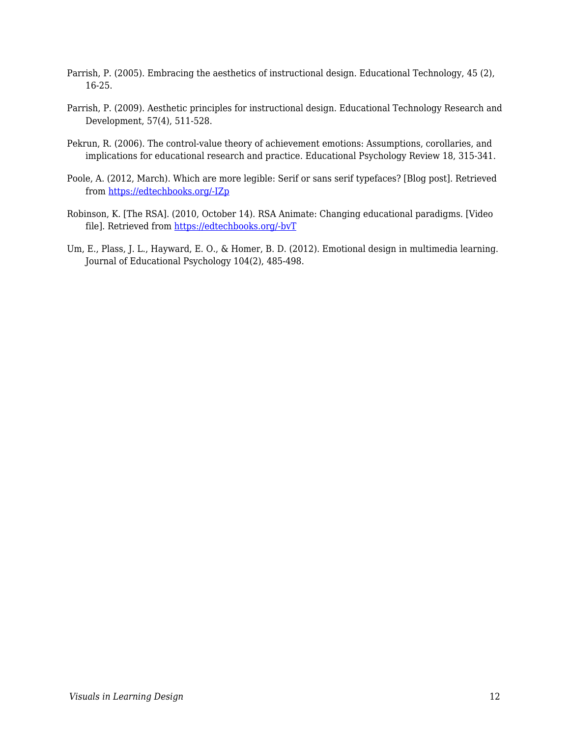Parrish, P. (2005). Embracing the aesthetics of instructional design. Educational Technology, 45 (2), 16-25.

Parrish, P. (2009). Aesthetic principles for instructional design. Educational Technology Research and Development, 57(4), 511-528.

Pekrun, R. (2006). The control-value theory of achievement emotions: Assumptions, corollaries, and implications for educational research and practice. Educational Psychology Review 18, 315-341.

Poole, A. (2012, March). Which are more legible: Serif or sans serif typefaces? [Blog post]. Retrieved from [https://edtechbooks.org/-IZp](https://edtechbooks.org/-IZp)

Robinson, K. [The RSA]. (2010, October 14). RSA Animate: Changing educational paradigms. [Video file]. Retrieved from [https://edtechbooks.org/-bvT](https://edtechbooks.org/-bvT)

Um, E., Plass, J. L., Hayward, E. O., & Homer, B. D. (2012). Emotional design in multimedia learning. Journal of Educational Psychology 104(2), 485-498.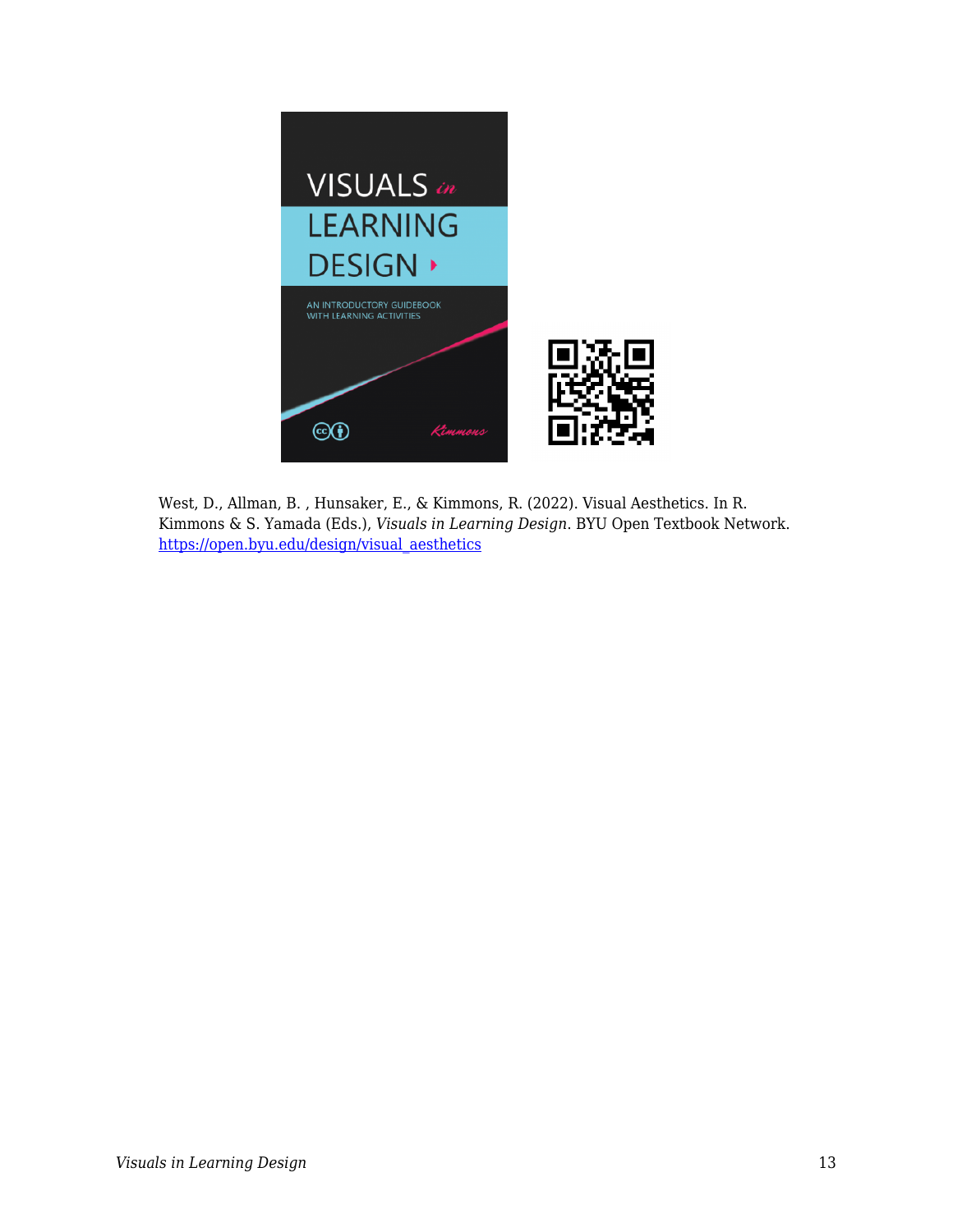West, D., Allman, B. , Hunsaker, E., & Kimmons, R. (2022). Visual Aesthetics. In R. Kimmons & S. Yamada (Eds.), *Visuals in Learning Design*. BYU Open Textbook Network. [https://open.byu.edu/design/visual_aesthetics](https://open.byu.edu/design/visual_aesthetics)